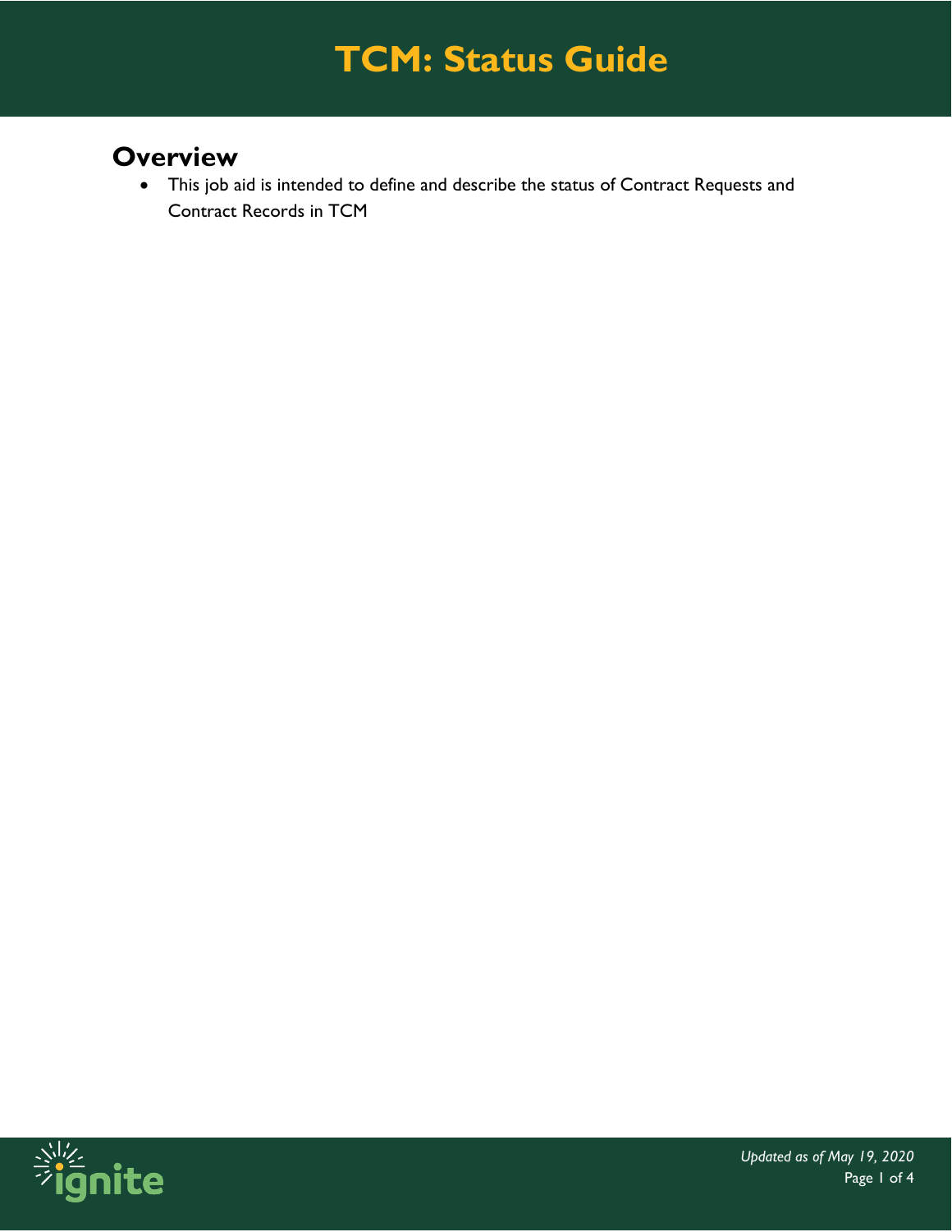# TCM: Status Guide

## Overview

- This job aid is intended to define and describe the status of Contract Requests and Contract Records in TCM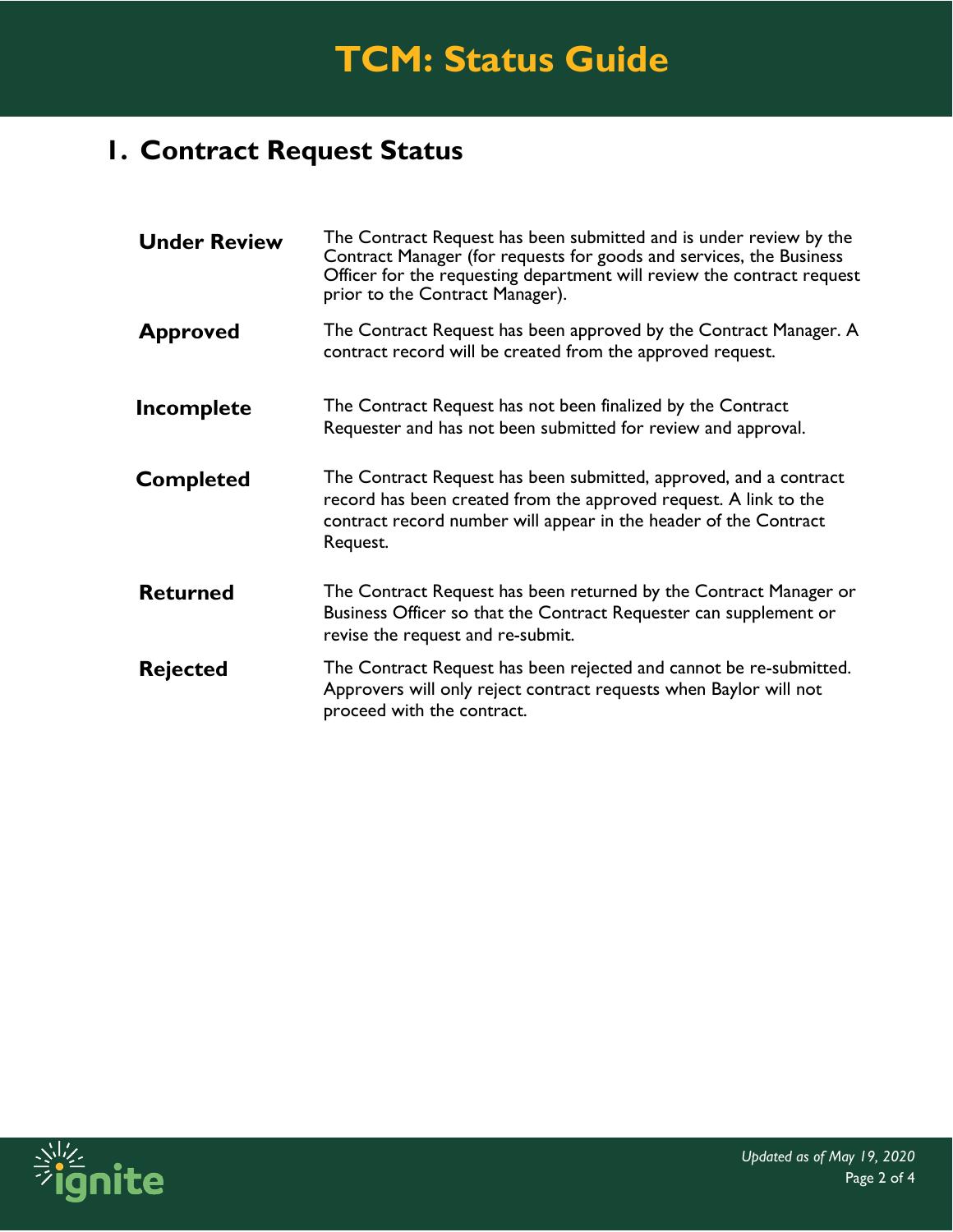# TCM: Status Guide

## 1. Contract Request Status

| | |
|---|---|
| **Under Review** | The Contract Request has been submitted and is under review by the Contract Manager (for requests for goods and services, the Business Officer for the requesting department will review the contract request prior to the Contract Manager). |
| **Approved** | The Contract Request has been approved by the Contract Manager. A contract record will be created from the approved request. |
| **Incomplete** | The Contract Request has not been finalized by the Contract Requester and has not been submitted for review and approval. |
| **Completed** | The Contract Request has been submitted, approved, and a contract record has been created from the approved request. A link to the contract record number will appear in the header of the Contract Request. |
| **Returned** | The Contract Request has been returned by the Contract Manager or Business Officer so that the Contract Requester can supplement or revise the request and re-submit. |
| **Rejected** | The Contract Request has been rejected and cannot be re-submitted. Approvers will only reject contract requests when Baylor will not proceed with the contract. |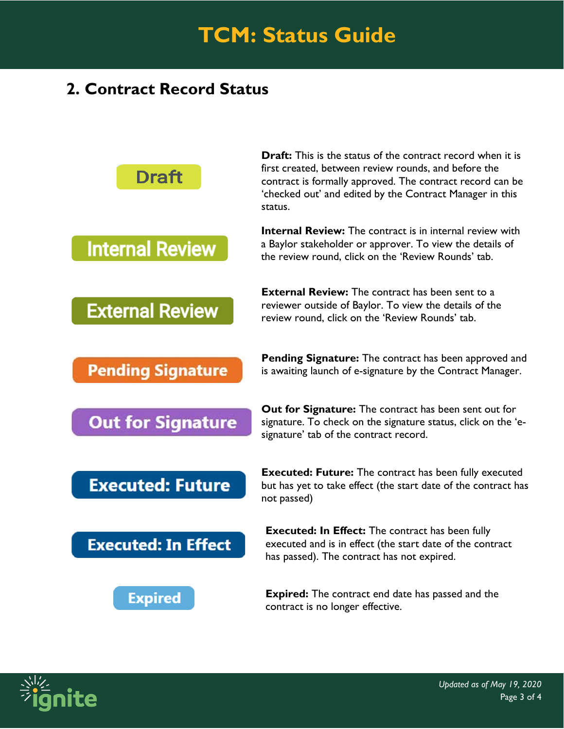# TCM: Status Guide

## 2. Contract Record Status

**Draft:** This is the status of the contract record when it is first created, between review rounds, and before the contract is formally approved. The contract record can be 'checked out' and edited by the Contract Manager in this status.

**Internal Review:** The contract is in internal review with a Baylor stakeholder or approver. To view the details of the review round, click on the 'Review Rounds' tab.

**External Review:** The contract has been sent to a reviewer outside of Baylor. To view the details of the review round, click on the 'Review Rounds' tab.

**Pending Signature:** The contract has been approved and is awaiting launch of e-signature by the Contract Manager.

**Out for Signature:** The contract has been sent out for signature. To check on the signature status, click on the 'e-signature' tab of the contract record.

**Executed: Future:** The contract has been fully executed but has yet to take effect (the start date of the contract has not passed)

**Executed: In Effect:** The contract has been fully executed and is in effect (the start date of the contract has passed). The contract has not expired.

**Expired:** The contract end date has passed and the contract is no longer effective.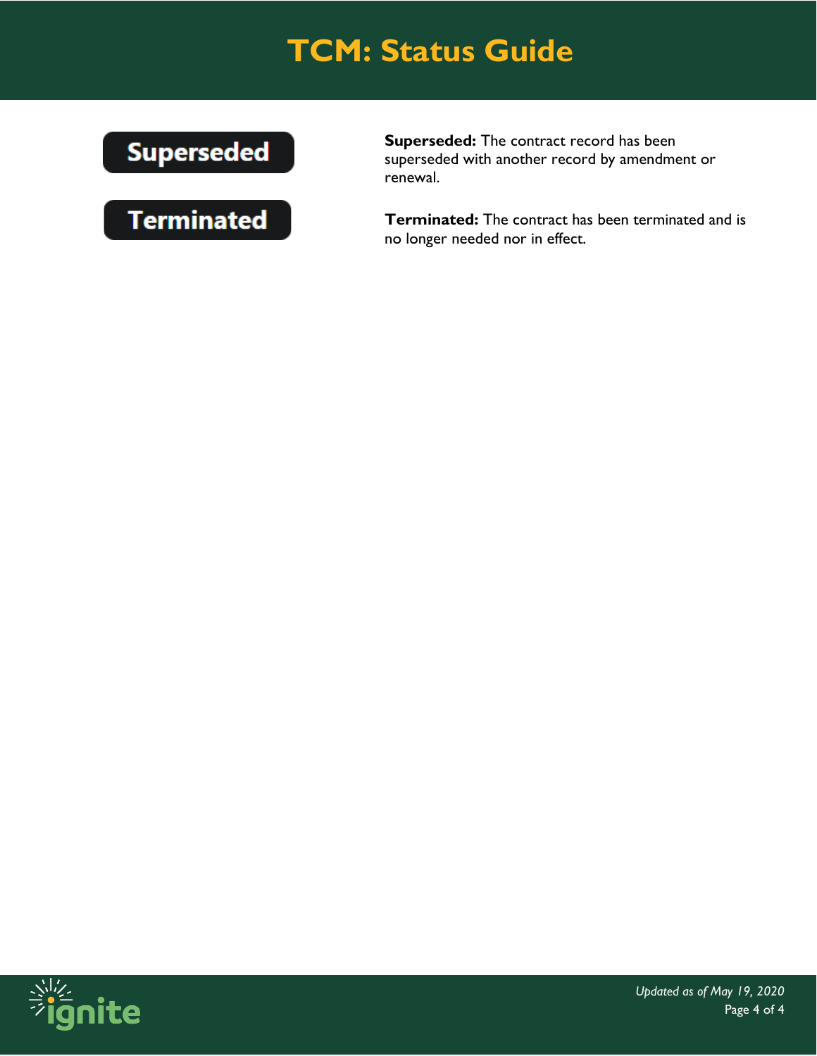# TCM: Status Guide

Superseded

**Superseded:** The contract record has been superseded with another record by amendment or renewal.

Terminated

**Terminated:** The contract has been terminated and is no longer needed nor in effect.

*Updated as of May 19, 2020*